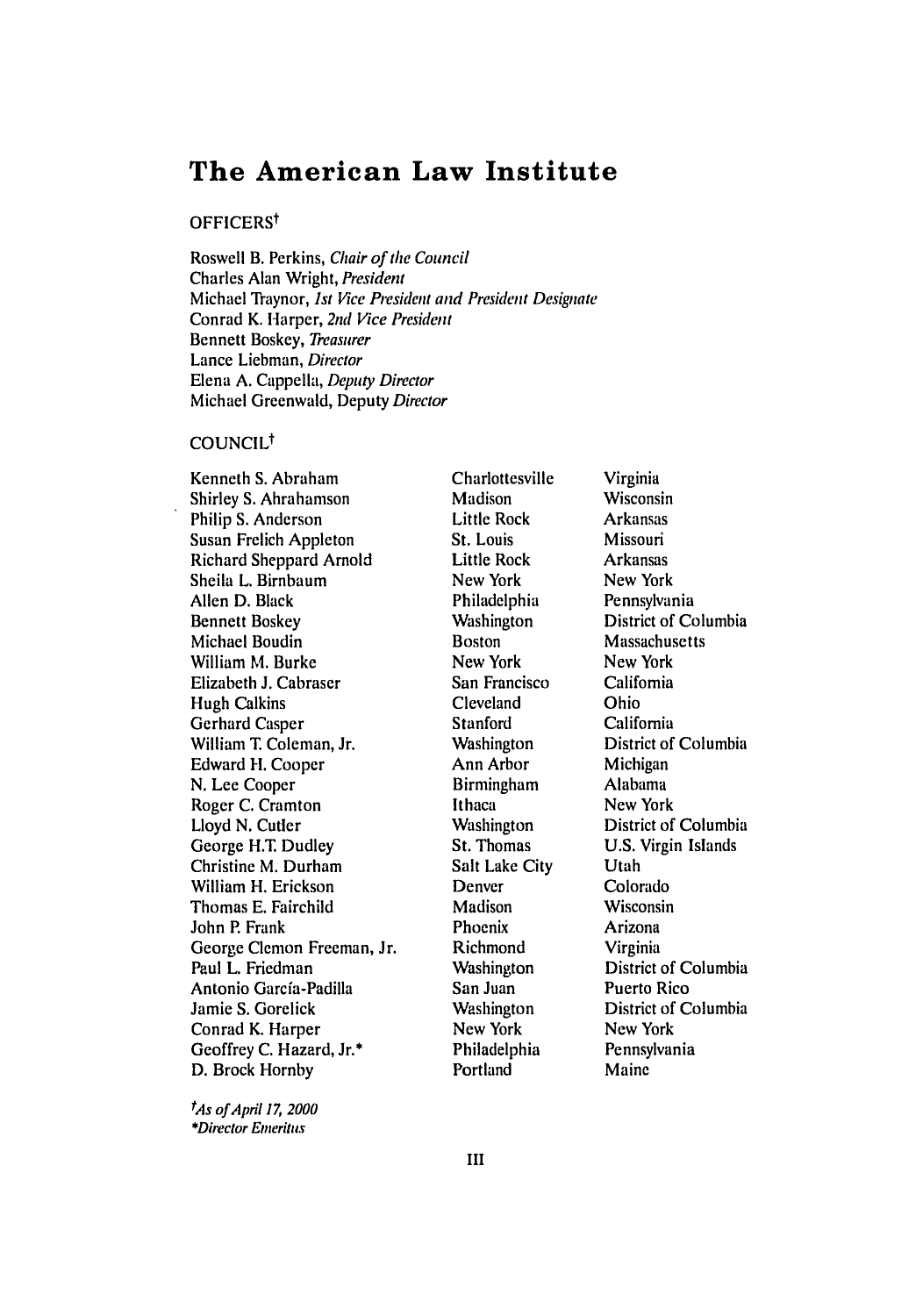# The American Law Institute

## OFFICERS†

Roswell B. Perkins, *Chair of the Council*
Charles Alan Wright, *President*
Michael Traynor, *1st Vice President and President Designate*
Conrad K. Harper, *2nd Vice President*
Bennett Boskey, *Treasurer*
Lance Liebman, *Director*
Elena A. Cappella, *Deputy Director*
Michael Greenwald, Deputy *Director*

## COUNCIL†

| | | |
|---|---|---|
| Kenneth S. Abraham | Charlottesville | Virginia |
| Shirley S. Abrahamson | Madison | Wisconsin |
| Philip S. Anderson | Little Rock | Arkansas |
| Susan Frelich Appleton | St. Louis | Missouri |
| Richard Sheppard Arnold | Little Rock | Arkansas |
| Sheila L. Birnbaum | New York | New York |
| Allen D. Black | Philadelphia | Pennsylvania |
| Bennett Boskey | Washington | District of Columbia |
| Michael Boudin | Boston | Massachusetts |
| William M. Burke | New York | New York |
| Elizabeth J. Cabraser | San Francisco | California |
| Hugh Calkins | Cleveland | Ohio |
| Gerhard Casper | Stanford | California |
| William T. Coleman, Jr. | Washington | District of Columbia |
| Edward H. Cooper | Ann Arbor | Michigan |
| N. Lee Cooper | Birmingham | Alabama |
| Roger C. Cramton | Ithaca | New York |
| Lloyd N. Cutler | Washington | District of Columbia |
| George H.T. Dudley | St. Thomas | U.S. Virgin Islands |
| Christine M. Durham | Salt Lake City | Utah |
| William H. Erickson | Denver | Colorado |
| Thomas E. Fairchild | Madison | Wisconsin |
| John P. Frank | Phoenix | Arizona |
| George Clemon Freeman, Jr. | Richmond | Virginia |
| Paul L. Friedman | Washington | District of Columbia |
| Antonio García-Padilla | San Juan | Puerto Rico |
| Jamie S. Gorelick | Washington | District of Columbia |
| Conrad K. Harper | New York | New York |
| Geoffrey C. Hazard, Jr.* | Philadelphia | Pennsylvania |
| D. Brock Hornby | Portland | Maine |

*†As of April 17, 2000*
*\*Director Emeritus*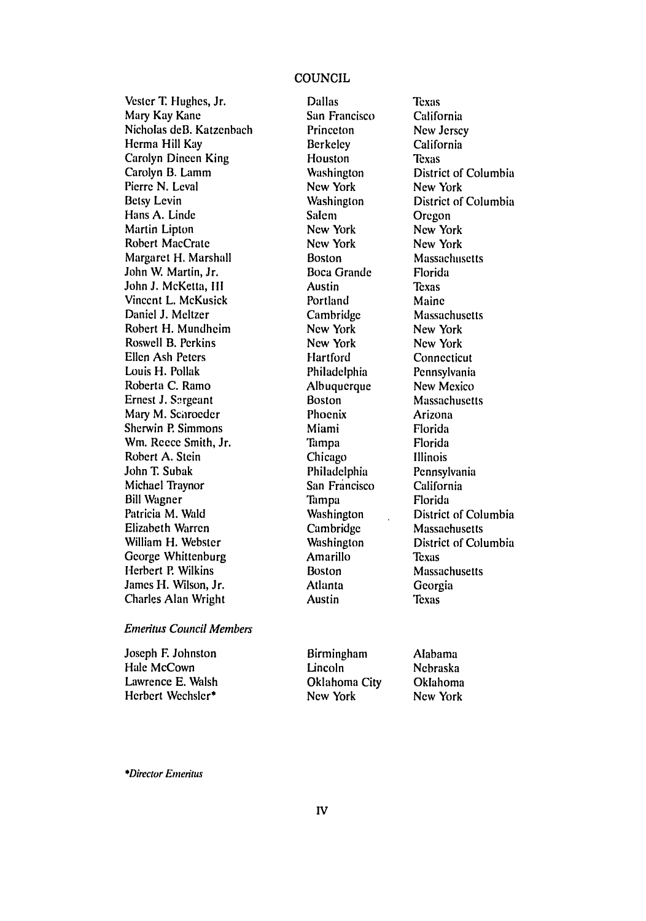## COUNCIL

| | | |
|---|---|---|
| Vester T. Hughes, Jr. | Dallas | Texas |
| Mary Kay Kane | San Francisco | California |
| Nicholas deB. Katzenbach | Princeton | New Jersey |
| Herma Hill Kay | Berkeley | California |
| Carolyn Dineen King | Houston | Texas |
| Carolyn B. Lamm | Washington | District of Columbia |
| Pierre N. Leval | New York | New York |
| Betsy Levin | Washington | District of Columbia |
| Hans A. Linde | Salem | Oregon |
| Martin Lipton | New York | New York |
| Robert MacCrate | New York | New York |
| Margaret H. Marshall | Boston | Massachusetts |
| John W. Martin, Jr. | Boca Grande | Florida |
| John J. McKetta, III | Austin | Texas |
| Vincent L. McKusick | Portland | Maine |
| Daniel J. Meltzer | Cambridge | Massachusetts |
| Robert H. Mundheim | New York | New York |
| Roswell B. Perkins | New York | New York |
| Ellen Ash Peters | Hartford | Connecticut |
| Louis H. Pollak | Philadelphia | Pennsylvania |
| Roberta C. Ramo | Albuquerque | New Mexico |
| Ernest J. Sargeant | Boston | Massachusetts |
| Mary M. Schroeder | Phoenix | Arizona |
| Sherwin P. Simmons | Miami | Florida |
| Wm. Reece Smith, Jr. | Tampa | Florida |
| Robert A. Stein | Chicago | Illinois |
| John T. Subak | Philadelphia | Pennsylvania |
| Michael Traynor | San Francisco | California |
| Bill Wagner | Tampa | Florida |
| Patricia M. Wald | Washington | District of Columbia |
| Elizabeth Warren | Cambridge | Massachusetts |
| William H. Webster | Washington | District of Columbia |
| George Whittenburg | Amarillo | Texas |
| Herbert P. Wilkins | Boston | Massachusetts |
| James H. Wilson, Jr. | Atlanta | Georgia |
| Charles Alan Wright | Austin | Texas |

*Emeritus Council Members*

| | | |
|---|---|---|
| Joseph F. Johnston | Birmingham | Alabama |
| Hale McCown | Lincoln | Nebraska |
| Lawrence E. Walsh | Oklahoma City | Oklahoma |
| Herbert Wechsler* | New York | New York |

**Director Emeritus*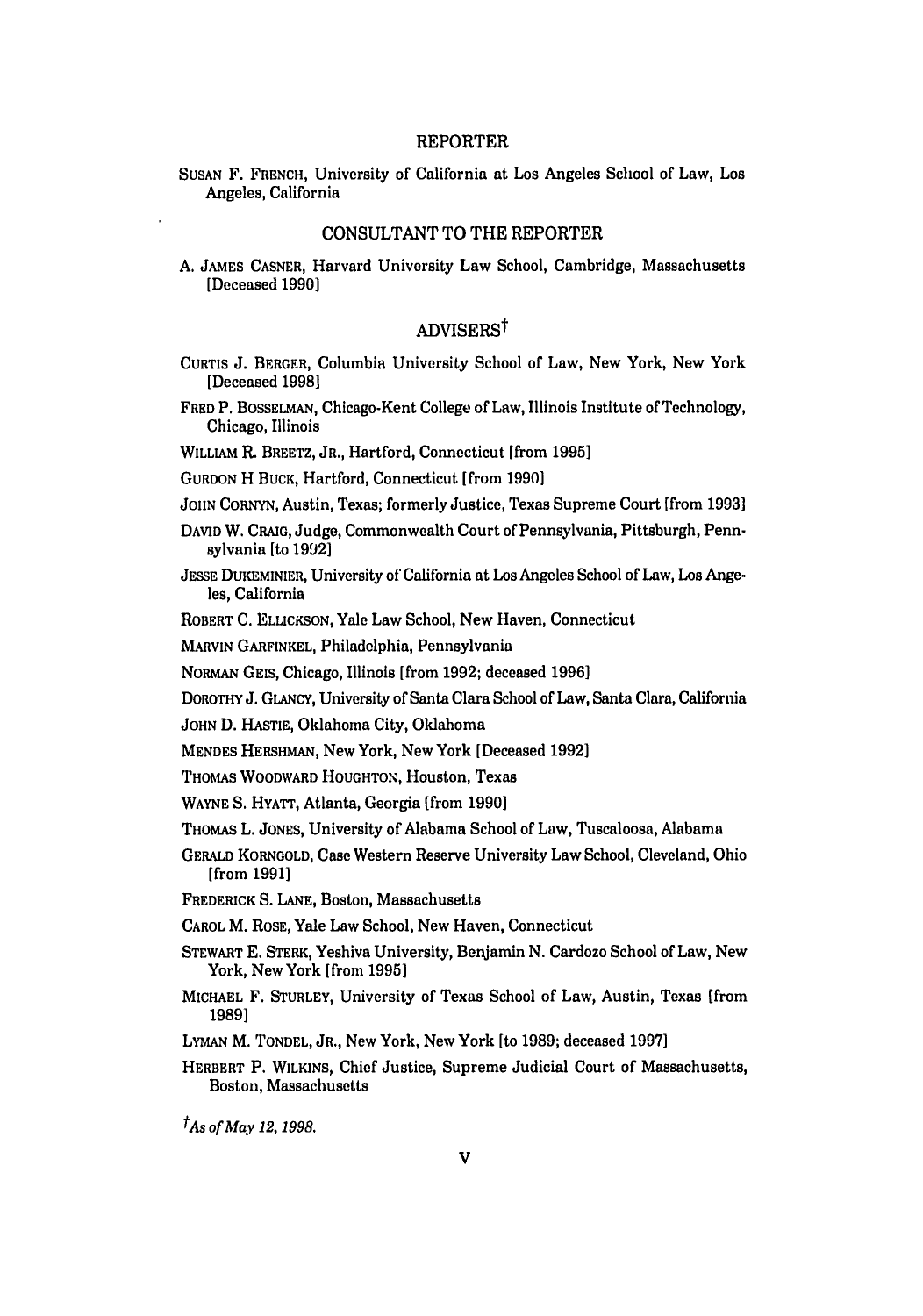## REPORTER

SUSAN F. FRENCH, University of California at Los Angeles School of Law, Los Angeles, California

## CONSULTANT TO THE REPORTER

A. JAMES CASNER, Harvard University Law School, Cambridge, Massachusetts [Deceased 1990]

## ADVISERS†

CURTIS J. BERGER, Columbia University School of Law, New York, New York [Deceased 1998]

FRED P. BOSSELMAN, Chicago-Kent College of Law, Illinois Institute of Technology, Chicago, Illinois

WILLIAM R. BREETZ, JR., Hartford, Connecticut [from 1995]

GURDON H BUCK, Hartford, Connecticut [from 1990]

JOHN CORNYN, Austin, Texas; formerly Justice, Texas Supreme Court [from 1993]

DAVID W. CRAIG, Judge, Commonwealth Court of Pennsylvania, Pittsburgh, Pennsylvania [to 1992]

JESSE DUKEMINIER, University of California at Los Angeles School of Law, Los Angeles, California

ROBERT C. ELLICKSON, Yale Law School, New Haven, Connecticut

MARVIN GARFINKEL, Philadelphia, Pennsylvania

NORMAN GEIS, Chicago, Illinois [from 1992; deceased 1996]

DOROTHY J. GLANCY, University of Santa Clara School of Law, Santa Clara, California

JOHN D. HASTIE, Oklahoma City, Oklahoma

MENDES HERSHMAN, New York, New York [Deceased 1992]

THOMAS WOODWARD HOUGHTON, Houston, Texas

WAYNE S. HYATT, Atlanta, Georgia [from 1990]

THOMAS L. JONES, University of Alabama School of Law, Tuscaloosa, Alabama

GERALD KORNGOLD, Case Western Reserve University Law School, Cleveland, Ohio [from 1991]

FREDERICK S. LANE, Boston, Massachusetts

CAROL M. ROSE, Yale Law School, New Haven, Connecticut

STEWART E. STERK, Yeshiva University, Benjamin N. Cardozo School of Law, New York, New York [from 1995]

MICHAEL F. STURLEY, University of Texas School of Law, Austin, Texas [from 1989]

LYMAN M. TONDEL, JR., New York, New York [to 1989; deceased 1997]

HERBERT P. WILKINS, Chief Justice, Supreme Judicial Court of Massachusetts, Boston, Massachusetts

†*As of May 12, 1998.*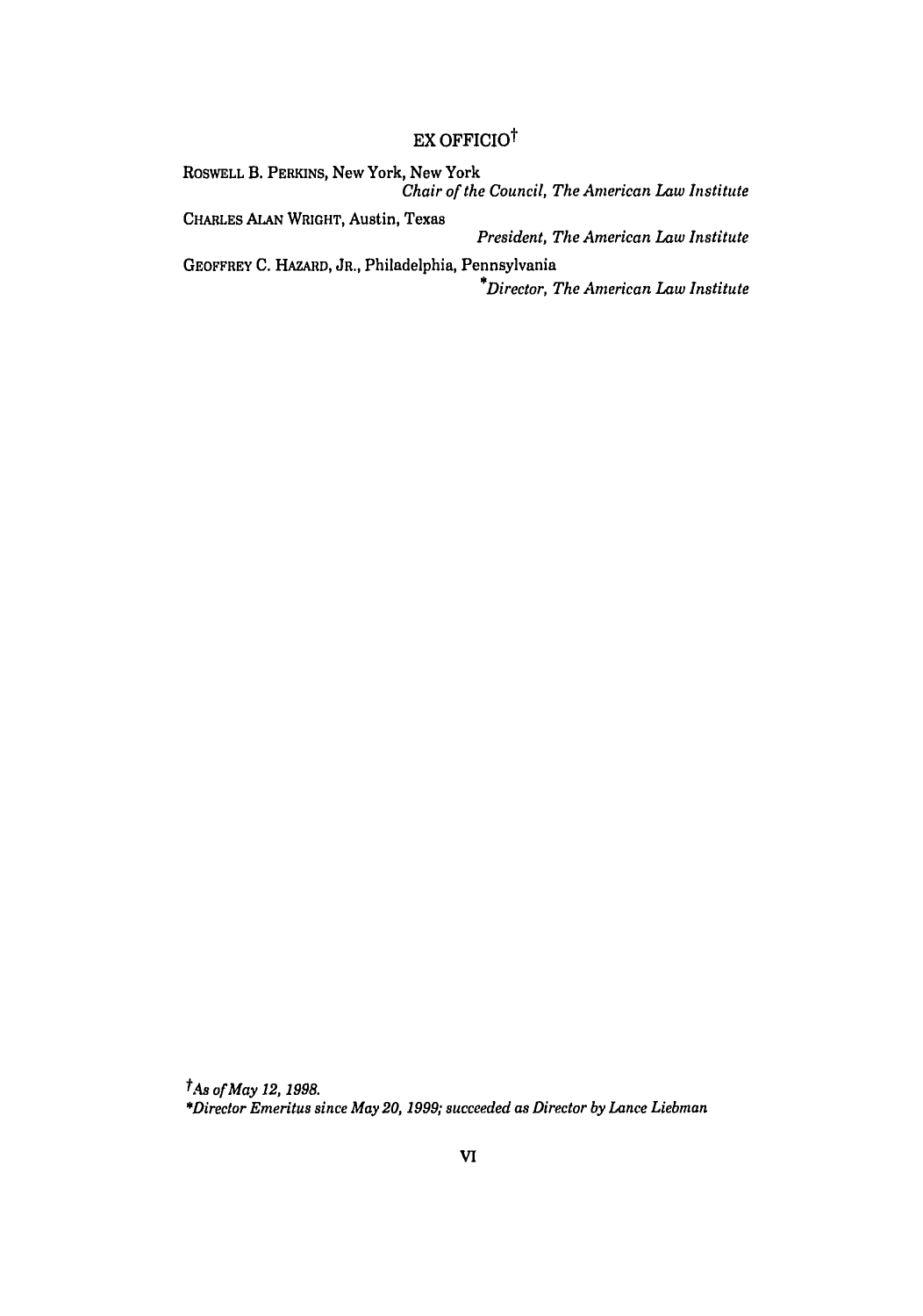## EX OFFICIO†

ROSWELL B. PERKINS, New York, New York
*Chair of the Council, The American Law Institute*

CHARLES ALAN WRIGHT, Austin, Texas
*President, The American Law Institute*

GEOFFREY C. HAZARD, JR., Philadelphia, Pennsylvania
*\*Director, The American Law Institute*

†*As of May 12, 1998.*

\**Director Emeritus since May 20, 1999; succeeded as Director by Lance Liebman*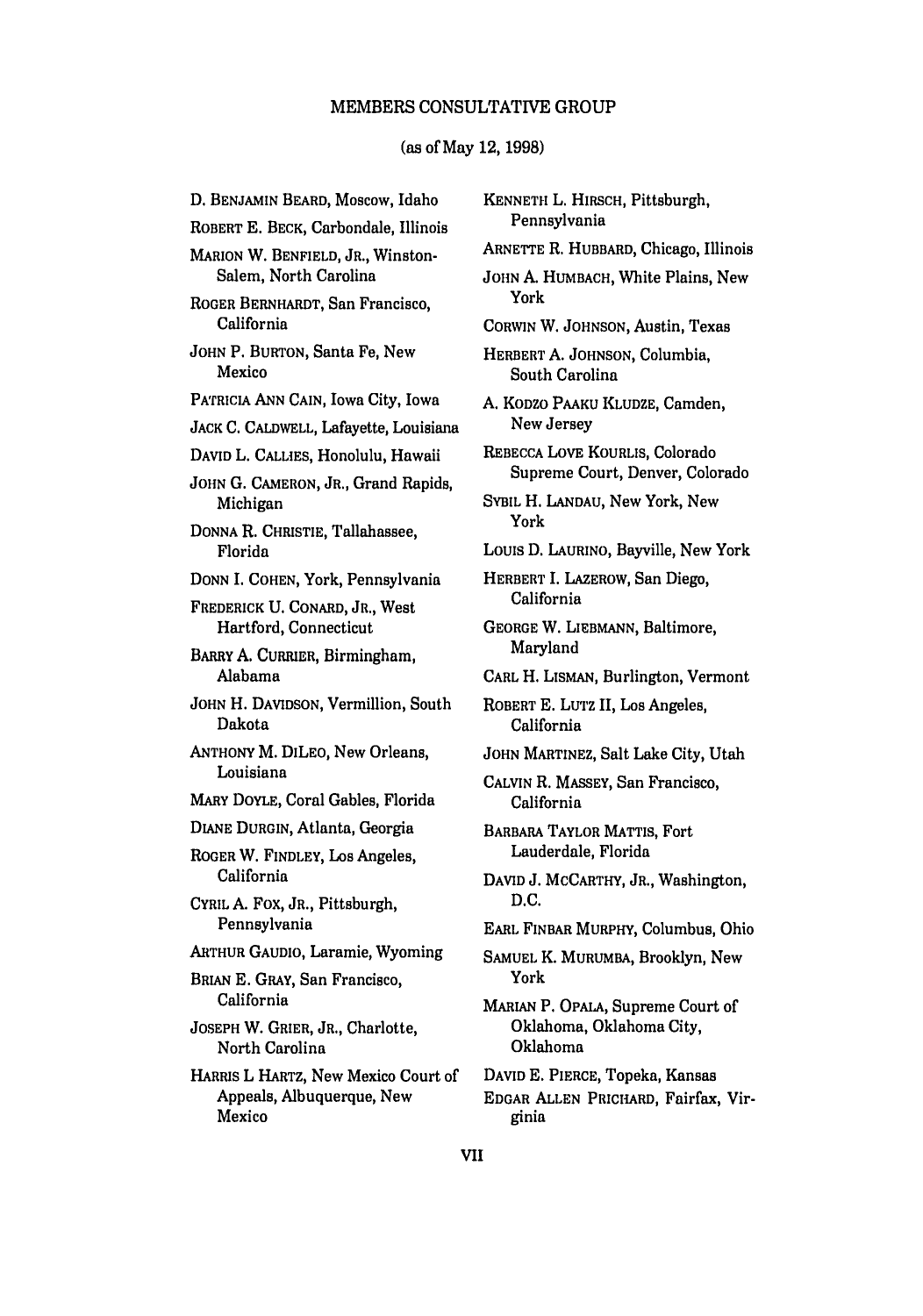## MEMBERS CONSULTATIVE GROUP

(as of May 12, 1998)

D. BENJAMIN BEARD, Moscow, Idaho

ROBERT E. BECK, Carbondale, Illinois

MARION W. BENFIELD, JR., Winston-Salem, North Carolina

ROGER BERNHARDT, San Francisco, California

JOHN P. BURTON, Santa Fe, New Mexico

PATRICIA ANN CAIN, Iowa City, Iowa

JACK C. CALDWELL, Lafayette, Louisiana

DAVID L. CALLIES, Honolulu, Hawaii

JOHN G. CAMERON, JR., Grand Rapids, Michigan

DONNA R. CHRISTIE, Tallahassee, Florida

DONN I. COHEN, York, Pennsylvania

FREDERICK U. CONARD, JR., West Hartford, Connecticut

BARRY A. CURRIER, Birmingham, Alabama

JOHN H. DAVIDSON, Vermillion, South Dakota

ANTHONY M. DILEO, New Orleans, Louisiana

MARY DOYLE, Coral Gables, Florida

DIANE DURGIN, Atlanta, Georgia

ROGER W. FINDLEY, Los Angeles, California

CYRIL A. FOX, JR., Pittsburgh, Pennsylvania

ARTHUR GAUDIO, Laramie, Wyoming

BRIAN E. GRAY, San Francisco, California

JOSEPH W. GRIER, JR., Charlotte, North Carolina

HARRIS L HARTZ, New Mexico Court of Appeals, Albuquerque, New Mexico

KENNETH L. HIRSCH, Pittsburgh, Pennsylvania

ARNETTE R. HUBBARD, Chicago, Illinois

JOHN A. HUMBACH, White Plains, New York

CORWIN W. JOHNSON, Austin, Texas

HERBERT A. JOHNSON, Columbia, South Carolina

A. KODZO PAAKU KLUDZE, Camden, New Jersey

REBECCA LOVE KOURLIS, Colorado Supreme Court, Denver, Colorado

SYBIL H. LANDAU, New York, New York

LOUIS D. LAURINO, Bayville, New York

HERBERT I. LAZEROW, San Diego, California

GEORGE W. LIEBMANN, Baltimore, Maryland

CARL H. LISMAN, Burlington, Vermont

ROBERT E. LUTZ II, Los Angeles, California

JOHN MARTINEZ, Salt Lake City, Utah

CALVIN R. MASSEY, San Francisco, California

BARBARA TAYLOR MATTIS, Fort Lauderdale, Florida

DAVID J. MCCARTHY, JR., Washington, D.C.

EARL FINBAR MURPHY, Columbus, Ohio

SAMUEL K. MURUMBA, Brooklyn, New York

MARIAN P. OPALA, Supreme Court of Oklahoma, Oklahoma City, Oklahoma

DAVID E. PIERCE, Topeka, Kansas

EDGAR ALLEN PRICHARD, Fairfax, Virginia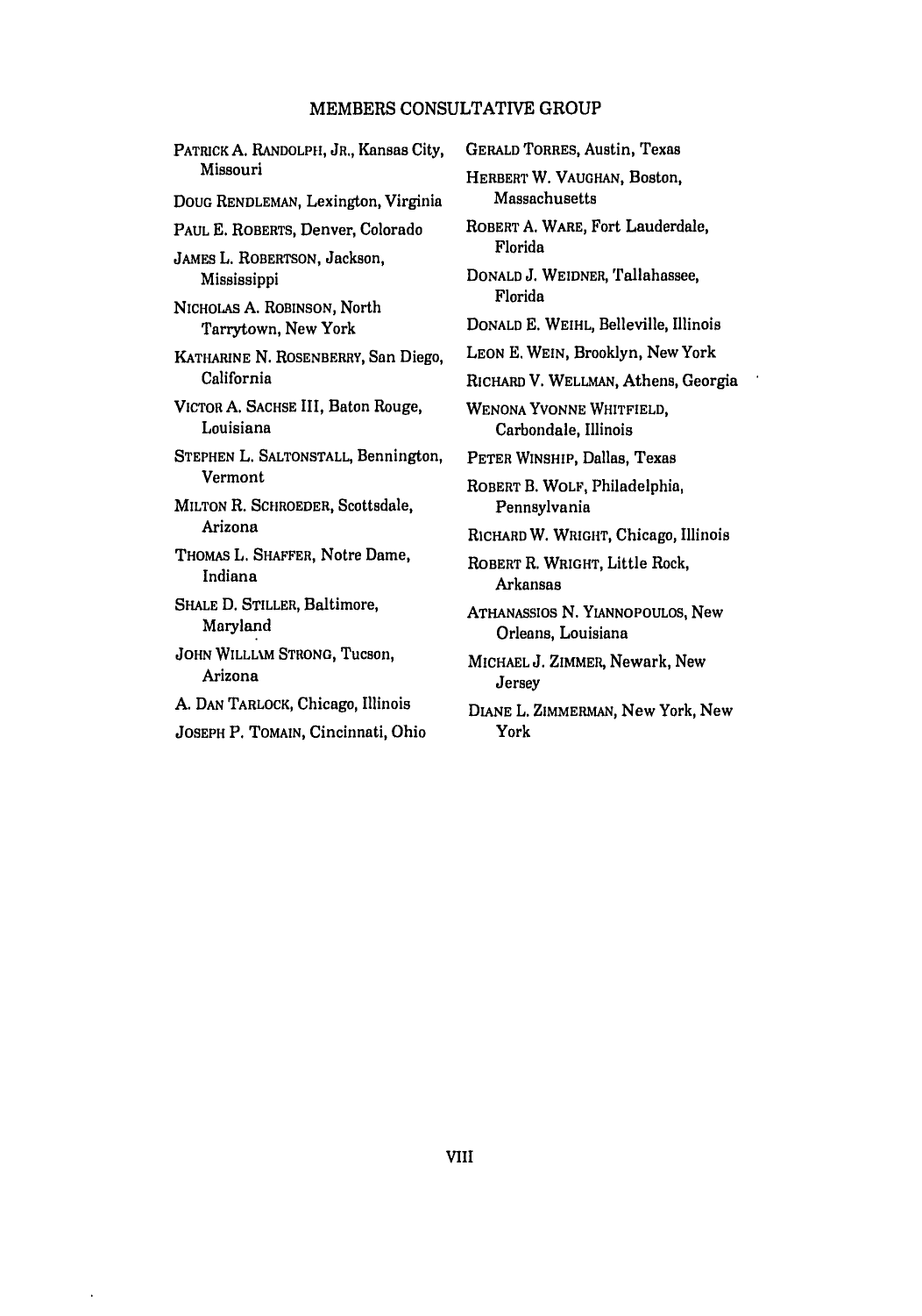## MEMBERS CONSULTATIVE GROUP

PATRICK A. RANDOLPH, JR., Kansas City, Missouri

DOUG RENDLEMAN, Lexington, Virginia

PAUL E. ROBERTS, Denver, Colorado

JAMES L. ROBERTSON, Jackson, Mississippi

NICHOLAS A. ROBINSON, North Tarrytown, New York

KATHARINE N. ROSENBERRY, San Diego, California

VICTOR A. SACHSE III, Baton Rouge, Louisiana

STEPHEN L. SALTONSTALL, Bennington, Vermont

MILTON R. SCHROEDER, Scottsdale, Arizona

THOMAS L. SHAFFER, Notre Dame, Indiana

SHALE D. STILLER, Baltimore, Maryland

JOHN WILLIAM STRONG, Tucson, Arizona

A. DAN TARLOCK, Chicago, Illinois

JOSEPH P. TOMAIN, Cincinnati, Ohio

GERALD TORRES, Austin, Texas

HERBERT W. VAUGHAN, Boston, Massachusetts

ROBERT A. WARE, Fort Lauderdale, Florida

DONALD J. WEIDNER, Tallahassee, Florida

DONALD E. WEIHL, Belleville, Illinois

LEON E. WEIN, Brooklyn, New York

RICHARD V. WELLMAN, Athens, Georgia

WENONA YVONNE WHITFIELD, Carbondale, Illinois

PETER WINSHIP, Dallas, Texas

ROBERT B. WOLF, Philadelphia, Pennsylvania

RICHARD W. WRIGHT, Chicago, Illinois

ROBERT R. WRIGHT, Little Rock, Arkansas

ATHANASSIOS N. YIANNOPOULOS, New Orleans, Louisiana

MICHAEL J. ZIMMER, Newark, New Jersey

DIANE L. ZIMMERMAN, New York, New York